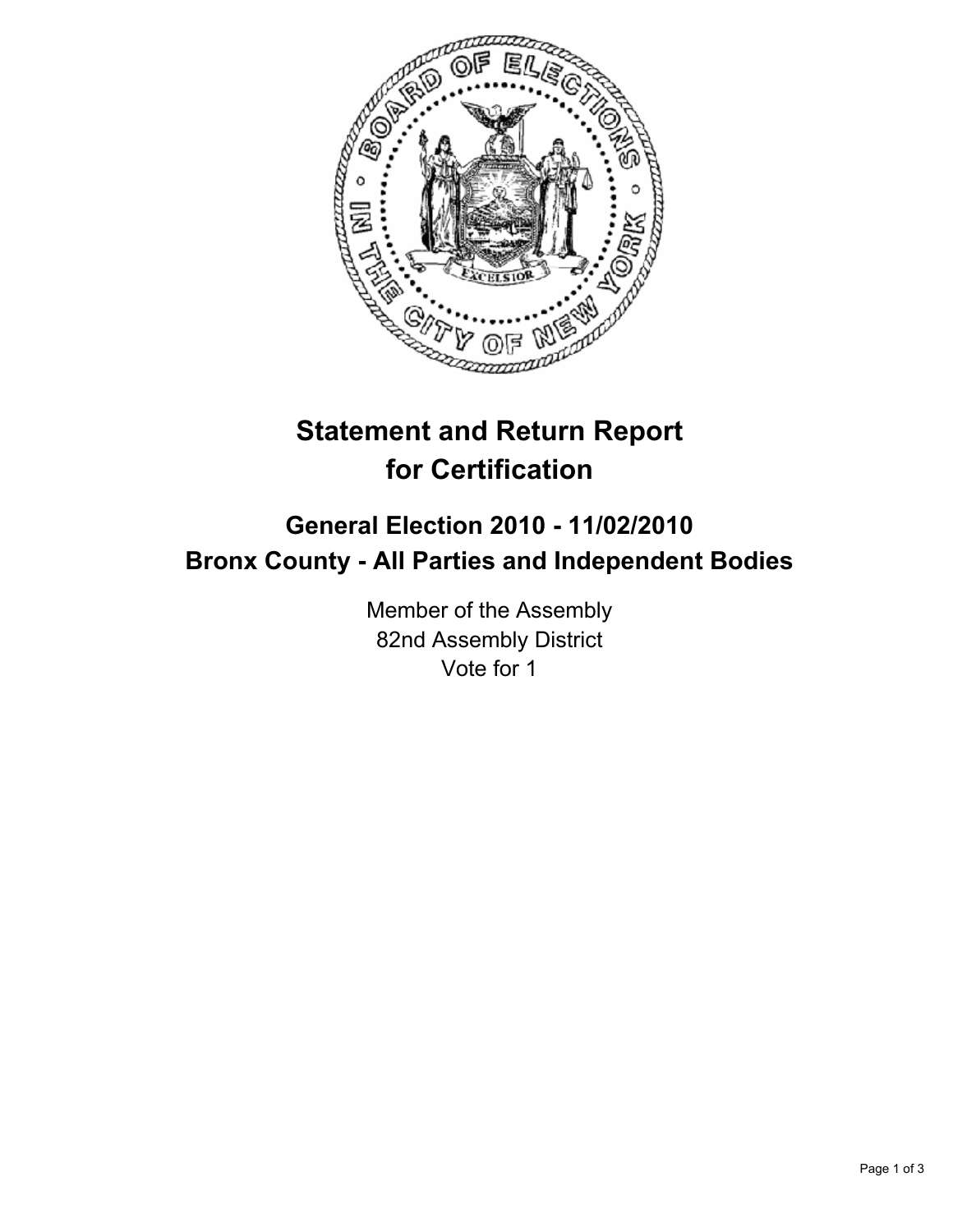# Statement and Return Report for Certification

## General Election 2010 - 11/02/2010
## Bronx County - All Parties and Independent Bodies

Member of the Assembly
82nd Assembly District
Vote for 1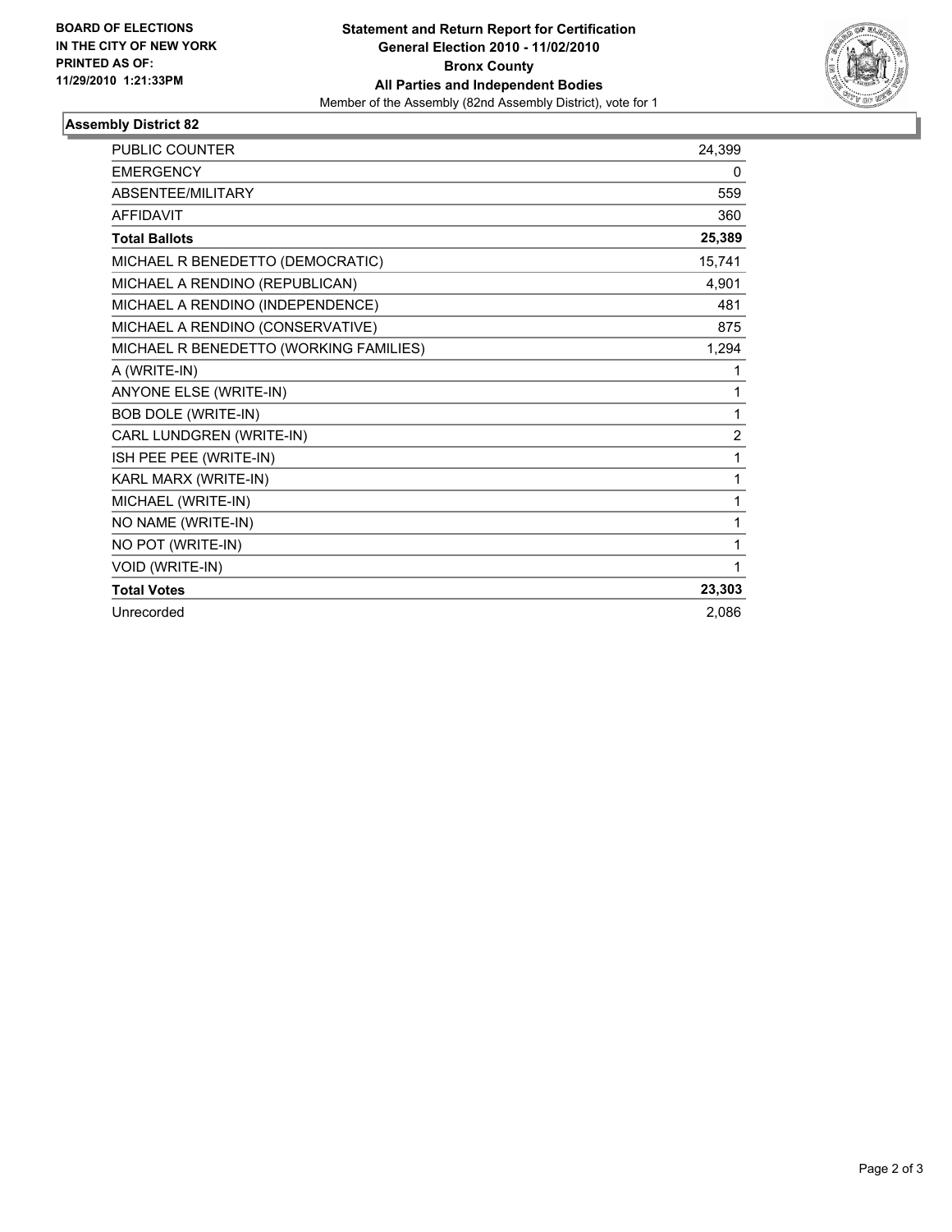**BOARD OF ELECTIONS IN THE CITY OF NEW YORK PRINTED AS OF: 11/29/2010 1:21:33PM**

**Statement and Return Report for Certification**
**General Election 2010 - 11/02/2010**
**Bronx County**
**All Parties and Independent Bodies**
Member of the Assembly (82nd Assembly District), vote for 1

## Assembly District 82

| | |
|---|---|
| PUBLIC COUNTER | 24,399 |
| EMERGENCY | 0 |
| ABSENTEE/MILITARY | 559 |
| AFFIDAVIT | 360 |
| **Total Ballots** | **25,389** |
| MICHAEL R BENEDETTO (DEMOCRATIC) | 15,741 |
| MICHAEL A RENDINO (REPUBLICAN) | 4,901 |
| MICHAEL A RENDINO (INDEPENDENCE) | 481 |
| MICHAEL A RENDINO (CONSERVATIVE) | 875 |
| MICHAEL R BENEDETTO (WORKING FAMILIES) | 1,294 |
| A (WRITE-IN) | 1 |
| ANYONE ELSE (WRITE-IN) | 1 |
| BOB DOLE (WRITE-IN) | 1 |
| CARL LUNDGREN (WRITE-IN) | 2 |
| ISH PEE PEE (WRITE-IN) | 1 |
| KARL MARX (WRITE-IN) | 1 |
| MICHAEL (WRITE-IN) | 1 |
| NO NAME (WRITE-IN) | 1 |
| NO POT (WRITE-IN) | 1 |
| VOID (WRITE-IN) | 1 |
| **Total Votes** | **23,303** |
| Unrecorded | 2,086 |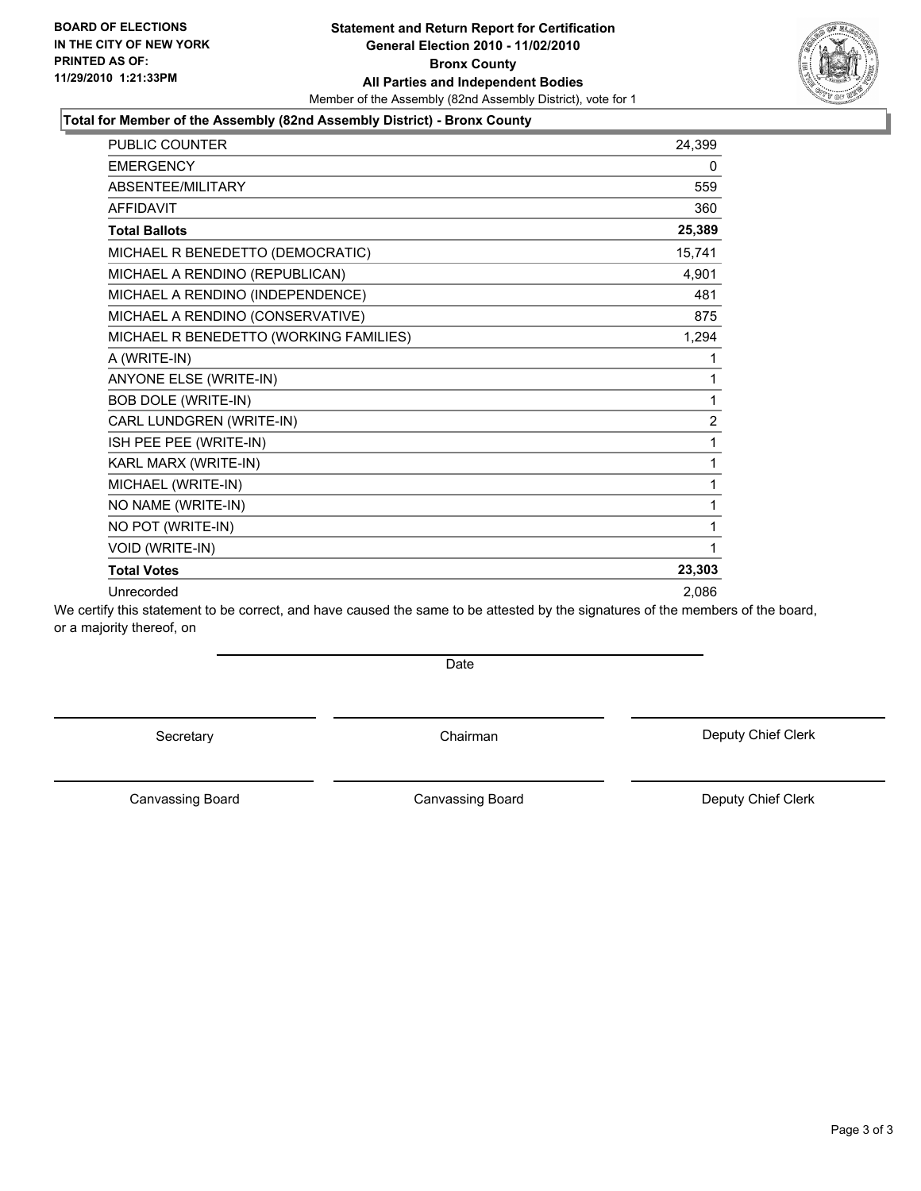**BOARD OF ELECTIONS IN THE CITY OF NEW YORK PRINTED AS OF: 11/29/2010 1:21:33PM**

**Statement and Return Report for Certification General Election 2010 - 11/02/2010 Bronx County All Parties and Independent Bodies**

Member of the Assembly (82nd Assembly District), vote for 1

**Total for Member of the Assembly (82nd Assembly District) - Bronx County**

| | |
|---|---|
| PUBLIC COUNTER | 24,399 |
| EMERGENCY | 0 |
| ABSENTEE/MILITARY | 559 |
| AFFIDAVIT | 360 |
| **Total Ballots** | **25,389** |
| MICHAEL R BENEDETTO (DEMOCRATIC) | 15,741 |
| MICHAEL A RENDINO (REPUBLICAN) | 4,901 |
| MICHAEL A RENDINO (INDEPENDENCE) | 481 |
| MICHAEL A RENDINO (CONSERVATIVE) | 875 |
| MICHAEL R BENEDETTO (WORKING FAMILIES) | 1,294 |
| A (WRITE-IN) | 1 |
| ANYONE ELSE (WRITE-IN) | 1 |
| BOB DOLE (WRITE-IN) | 1 |
| CARL LUNDGREN (WRITE-IN) | 2 |
| ISH PEE PEE (WRITE-IN) | 1 |
| KARL MARX (WRITE-IN) | 1 |
| MICHAEL (WRITE-IN) | 1 |
| NO NAME (WRITE-IN) | 1 |
| NO POT (WRITE-IN) | 1 |
| VOID (WRITE-IN) | 1 |
| **Total Votes** | **23,303** |
| Unrecorded | 2,086 |

We certify this statement to be correct, and have caused the same to be attested by the signatures of the members of the board, or a majority thereof, on

Date

Secretary

Chairman

Deputy Chief Clerk

Canvassing Board

Canvassing Board

Deputy Chief Clerk